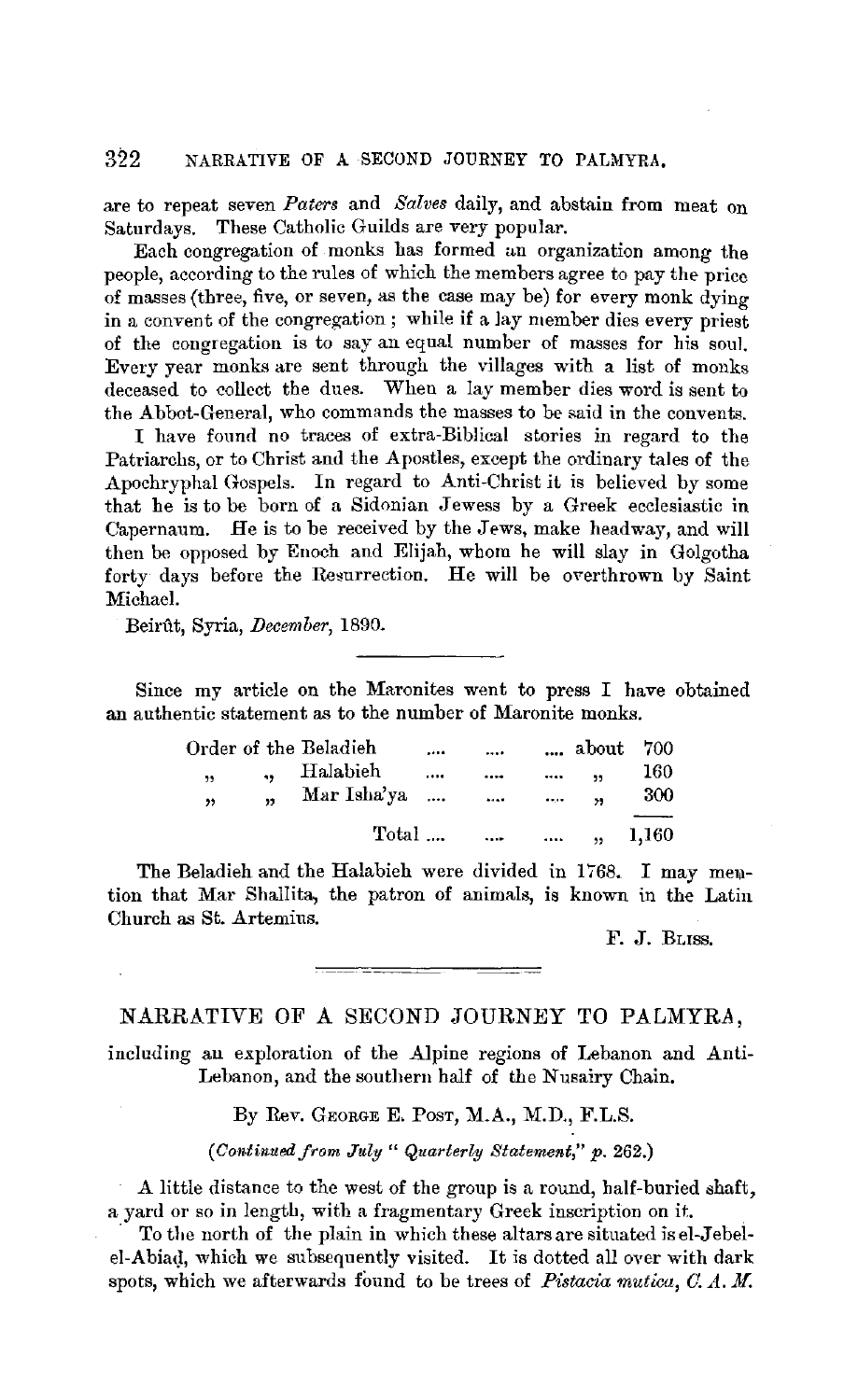are to repeat seven *Paters* and *Salves* daily, and abstain from meat on Saturdays. These Catholic Guilds are very popular.

Each congregation of monks has formed an organization among the people, according to the rules of which the members agree to pay the price of masses (three, five, or seven, as the case may be) for every monk dying in a convent of the congregation; while if a lay member dies every priest of the congregation is to say an equal number of masses for his soul. Every year monks are sent through the villages with a list of monks deceased to collect the dues. When a lay member dies word is sent to the Abbot-General, who commands the masses to be said in the convents.

I have found no traces of extra-Biblical stories in regard to the Patriarchs, or to Christ and the Apostles, except the ordinary tales of the Apochryphal Gospels. In regard to Anti-Christ it is believed by some that he is to be born of a Sidonian Jewess by a Greek ecclesiastic in Capernaum. He is to be received by the Jews, make headway, and will then be opposed by Enoch and Elijah, whom he will slay in Golgotha forty days before the Resurrection. He will be overthrown by Saint Michael.

Beirût, Syria, *December*, 1890.

---

Since my article on the Maronites went to press I have obtained an authentic statement as to the number of Maronite monks.

| | | |
|---|---|---|
| Order of the Beladieh | about | 700 |
| " " Halabieh | " | 160 |
| " " Mar Isha'ya | " | 300 |
| Total | " | 1,160 |

The Beladieh and the Halabieh were divided in 1768. I may mention that Mar Shallita, the patron of animals, is known in the Latin Church as St. Artemius.

F. J. Bliss.

---

## NARRATIVE OF A SECOND JOURNEY TO PALMYRA,

including an exploration of the Alpine regions of Lebanon and Anti-Lebanon, and the southern half of the Nusairy Chain.

By Rev. George E. Post, M.A., M.D., F.L.S.

*(Continued from July "Quarterly Statement," p. 262.)*

A little distance to the west of the group is a round, half-buried shaft, a yard or so in length, with a fragmentary Greek inscription on it.

To the north of the plain in which these altars are situated is el-Jebel-el-Abiaḍ, which we subsequently visited. It is dotted all over with dark spots, which we afterwards found to be trees of *Pistacia mutica, C. A. M.*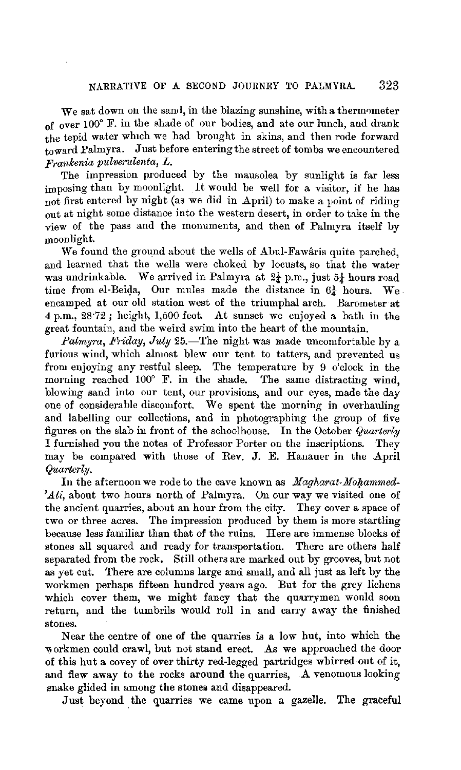We sat down on the sand, in the blazing sunshine, with a thermometer of over 100° F. in the shade of our bodies, and ate our lunch, and drank the tepid water which we had brought in skins, and then rode forward toward Palmyra. Just before entering the street of tombs we encountered *Frankenia pulverulenta, L.*

The impression produced by the mausolea by sunlight is far less imposing than by moonlight. It would be well for a visitor, if he has not first entered by night (as we did in April) to make a point of riding out at night some distance into the western desert, in order to take in the view of the pass and the monuments, and then of Palmyra itself by moonlight.

We found the ground about the wells of Abul-Fawâris quite parched, and learned that the wells were choked by locusts, so that the water was undrinkable. We arrived in Palmyra at 2¼ p.m., just 5¼ hours road time from el-Beiḍa, Our mules made the distance in 6¼ hours. We encamped at our old station west of the triumphal arch. Barometer at 4 p.m., 28·72; height, 1,500 feet. At sunset we enjoyed a bath in the great fountain, and the weird swim into the heart of the mountain.

*Palmyra, Friday, July* 25.—The night was made uncomfortable by a furious wind, which almost blew our tent to tatters, and prevented us from enjoying any restful sleep. The temperature by 9 o'clock in the morning reached 100° F. in the shade. The same distracting wind, blowing sand into our tent, our provisions, and our eyes, made the day one of considerable discomfort. We spent the morning in overhauling and labelling our collections, and in photographing the group of five figures on the slab in front of the schoolhouse. In the October *Quarterly* I furnished you the notes of Professor Porter on the inscriptions. They may be compared with those of Rev. J. E. Hanauer in the April *Quarterly*.

In the afternoon we rode to the cave known as *Magharat-Moḥammed-'Ali*, about two hours north of Palmyra. On our way we visited one of the ancient quarries, about an hour from the city. They cover a space of two or three acres. The impression produced by them is more startling because less familiar than that of the ruins. Here are immense blocks of stones all squared and ready for transportation. There are others half separated from the rock. Still others are marked out by grooves, but not as yet cut. There are columns large and small, and all just as left by the workmen perhaps fifteen hundred years ago. But for the grey lichens which cover them, we might fancy that the quarrymen would soon return, and the tumbrils would roll in and carry away the finished stones.

Near the centre of one of the quarries is a low hut, into which the workmen could crawl, but not stand erect. As we approached the door of this hut a covey of over thirty red-legged partridges whirred out of it, and flew away to the rocks around the quarries, A venomous looking snake glided in among the stones and disappeared.

Just beyond the quarries we came upon a gazelle. The graceful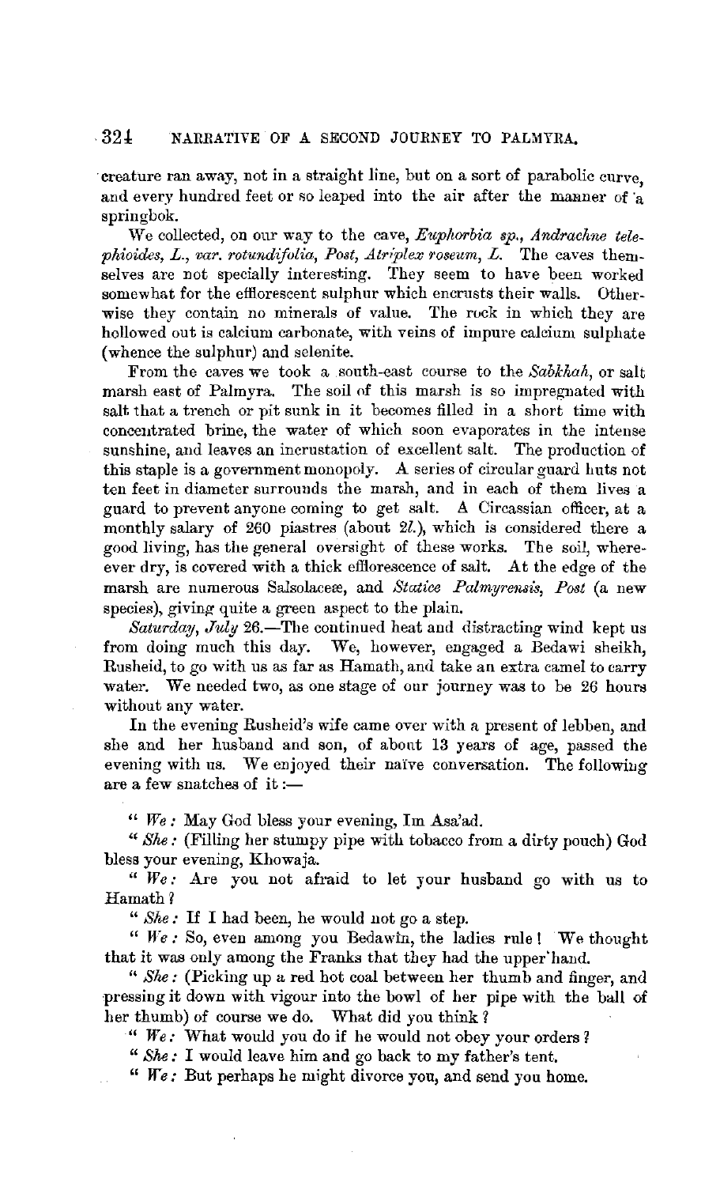creature ran away, not in a straight line, but on a sort of parabolic curve, and every hundred feet or so leaped into the air after the manner of a springbok.

We collected, on our way to the cave, *Euphorbia sp.*, *Andrachne telephioides, L., var. rotundifolia, Post, Atriplex roseum, L.* The caves themselves are not specially interesting. They seem to have been worked somewhat for the efflorescent sulphur which encrusts their walls. Otherwise they contain no minerals of value. The rock in which they are hollowed out is calcium carbonate, with veins of impure calcium sulphate (whence the sulphur) and selenite.

From the caves we took a south-east course to the *Sabkhah*, or salt marsh east of Palmyra. The soil of this marsh is so impregnated with salt that a trench or pit sunk in it becomes filled in a short time with concentrated brine, the water of which soon evaporates in the intense sunshine, and leaves an incrustation of excellent salt. The production of this staple is a government monopoly. A series of circular guard huts not ten feet in diameter surrounds the marsh, and in each of them lives a guard to prevent anyone coming to get salt. A Circassian officer, at a monthly salary of 260 piastres (about 2*l.*), which is considered there a good living, has the general oversight of these works. The soil, wherever dry, is covered with a thick efflorescence of salt. At the edge of the marsh are numerous Salsolaceæ, and *Statice Palmyrensis, Post* (a new species), giving quite a green aspect to the plain.

*Saturday, July* 26.—The continued heat and distracting wind kept us from doing much this day. We, however, engaged a Bedawi sheikh, Rusheid, to go with us as far as Hamath, and take an extra camel to carry water. We needed two, as one stage of our journey was to be 26 hours without any water.

In the evening Rusheid's wife came over with a present of lebben, and she and her husband and son, of about 13 years of age, passed the evening with us. We enjoyed their naïve conversation. The following are a few snatches of it:—

"*We:* May God bless your evening, Im Asa'ad.

"*She:* (Filling her stumpy pipe with tobacco from a dirty pouch) God bless your evening, Khowaja.

"*We:* Are you not afraid to let your husband go with us to Hamath?

"*She:* If I had been, he would not go a step.

"*We:* So, even among you Bedawîn, the ladies rule! We thought that it was only among the Franks that they had the upper hand.

"*She:* (Picking up a red hot coal between her thumb and finger, and pressing it down with vigour into the bowl of her pipe with the ball of her thumb) of course we do. What did you think?

"*We:* What would you do if he would not obey your orders?

"*She:* I would leave him and go back to my father's tent.

"*We:* But perhaps he might divorce you, and send you home.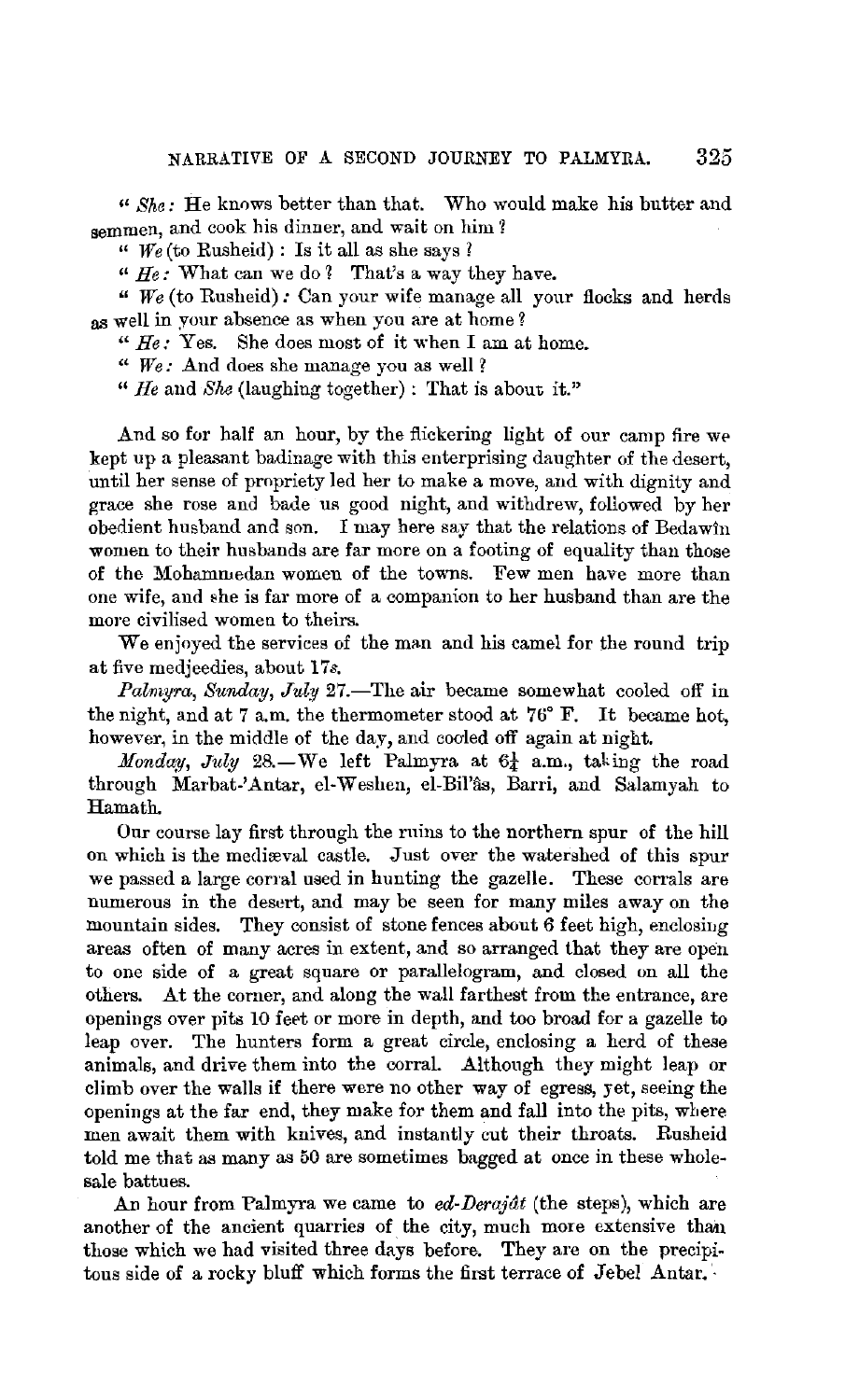"*She:* He knows better than that. Who would make his butter and semmen, and cook his dinner, and wait on him?

"*We* (to Rusheid): Is it all as she says?

"*He:* What can we do? That's a way they have.

"*We* (to Rusheid): Can your wife manage all your flocks and herds as well in your absence as when you are at home?

"*He:* Yes. She does most of it when I am at home.

"*We:* And does she manage you as well?

"*He* and *She* (laughing together): That is about it."

And so for half an hour, by the flickering light of our camp fire we kept up a pleasant badinage with this enterprising daughter of the desert, until her sense of propriety led her to make a move, and with dignity and grace she rose and bade us good night, and withdrew, followed by her obedient husband and son. I may here say that the relations of Bedawîn women to their husbands are far more on a footing of equality than those of the Mohammedan women of the towns. Few men have more than one wife, and she is far more of a companion to her husband than are the more civilised women to theirs.

We enjoyed the services of the man and his camel for the round trip at five medjeedies, about 17*s*.

*Palmyra, Sunday, July* 27.—The air became somewhat cooled off in the night, and at 7 a.m. the thermometer stood at 76° F. It became hot, however, in the middle of the day, and cooled off again at night.

*Monday, July* 28.—We left Palmyra at 6¼ a.m., taking the road through Marbat-'Antar, el-Weshen, el-Bil'âs, Barri, and Salamyah to Hamath.

Our course lay first through the ruins to the northern spur of the hill on which is the mediæval castle. Just over the watershed of this spur we passed a large corral used in hunting the gazelle. These corrals are numerous in the desert, and may be seen for many miles away on the mountain sides. They consist of stone fences about 6 feet high, enclosing areas often of many acres in extent, and so arranged that they are open to one side of a great square or parallelogram, and closed on all the others. At the corner, and along the wall farthest from the entrance, are openings over pits 10 feet or more in depth, and too broad for a gazelle to leap over. The hunters form a great circle, enclosing a herd of these animals, and drive them into the corral. Although they might leap or climb over the walls if there were no other way of egress, yet, seeing the openings at the far end, they make for them and fall into the pits, where men await them with knives, and instantly cut their throats. Rusheid told me that as many as 50 are sometimes bagged at once in these wholesale battues.

An hour from Palmyra we came to *ed-Derajât* (the steps), which are another of the ancient quarries of the city, much more extensive than those which we had visited three days before. They are on the precipitous side of a rocky bluff which forms the first terrace of Jebel Antar.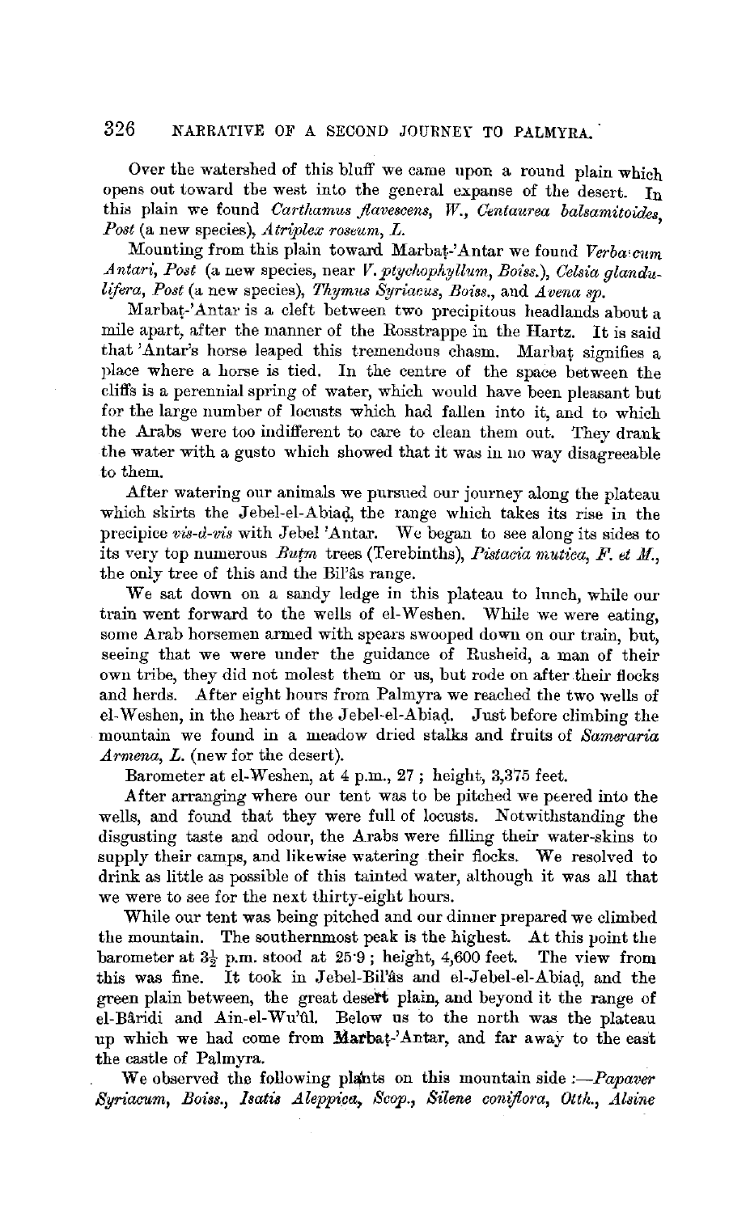Over the watershed of this bluff we came upon a round plain which opens out toward the west into the general expanse of the desert. In this plain we found *Carthamus flavescens, W., Centaurea balsamitoides, Post* (a new species), *Atriplex roseum, L.*

Mounting from this plain toward Marbaṭ-'Antar we found *Verbascum Antari, Post* (a new species, near *V. ptychophyllum, Boiss.*), *Celsia glandulifera, Post* (a new species), *Thymus Syriacus, Boiss.*, and *Avena sp.*

Marbaṭ-'Antar is a cleft between two precipitous headlands about a mile apart, after the manner of the Rosstrappe in the Hartz. It is said that 'Antar's horse leaped this tremendous chasm. Marbaṭ signifies a place where a horse is tied. In the centre of the space between the cliffs is a perennial spring of water, which would have been pleasant but for the large number of locusts which had fallen into it, and to which the Arabs were too indifferent to care to clean them out. They drank the water with a gusto which showed that it was in no way disagreeable to them.

After watering our animals we pursued our journey along the plateau which skirts the Jebel-el-Abiaḍ, the range which takes its rise in the precipice *vis-à-vis* with Jebel 'Antar. We began to see along its sides to its very top numerous *Buṭm* trees (Terebinths), *Pistacia mutica, F. et M.*, the only tree of this and the Bil'âs range.

We sat down on a sandy ledge in this plateau to lunch, while our train went forward to the wells of el-Weshen. While we were eating, some Arab horsemen armed with spears swooped down on our train, but, seeing that we were under the guidance of Rusheid, a man of their own tribe, they did not molest them or us, but rode on after their flocks and herds. After eight hours from Palmyra we reached the two wells of el-Weshen, in the heart of the Jebel-el-Abiaḍ. Just before climbing the mountain we found in a meadow dried stalks and fruits of *Sameraria Armena, L.* (new for the desert).

Barometer at el-Weshen, at 4 p.m., 27 ; height, 3,375 feet.

After arranging where our tent was to be pitched we peered into the wells, and found that they were full of locusts. Notwithstanding the disgusting taste and odour, the Arabs were filling their water-skins to supply their camps, and likewise watering their flocks. We resolved to drink as little as possible of this tainted water, although it was all that we were to see for the next thirty-eight hours.

While our tent was being pitched and our dinner prepared we climbed the mountain. The southernmost peak is the highest. At this point the barometer at 3½ p.m. stood at 25·9 ; height, 4,600 feet. The view from this was fine. It took in Jebel-Bil'âs and el-Jebel-el-Abiaḍ, and the green plain between, the great desert plain, and beyond it the range of el-Bâridi and Ain-el-Wu'ûl. Below us to the north was the plateau up which we had come from Marbaṭ-'Antar, and far away to the east the castle of Palmyra.

We observed the following plants on this mountain side :—*Papaver Syriacum, Boiss., Isatis Aleppica, Scop., Silene coniflora, Otth., Alsine*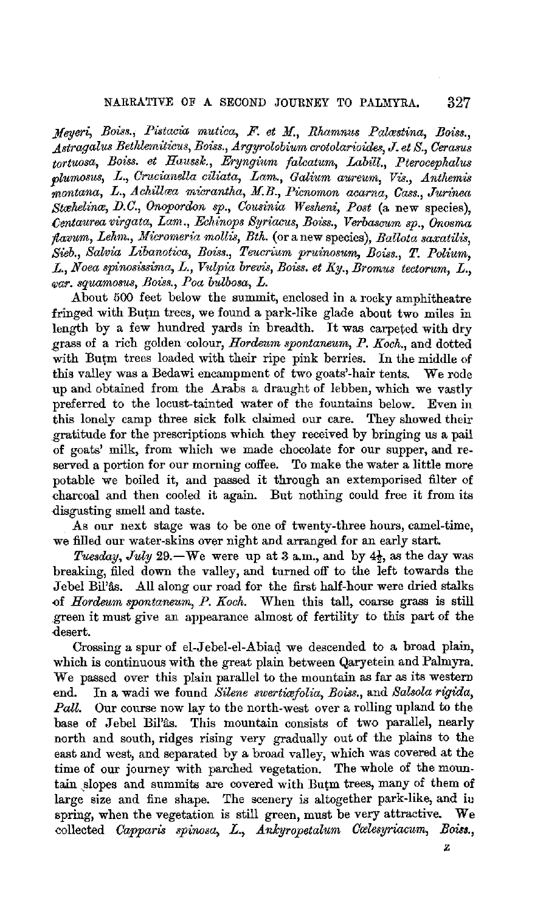*Meyeri, Boiss., Pistacia mutica, F. et M., Rhamnus Palæstina, Boiss., Astragalus Bethlemiticus, Boiss., Argyrolobium crotolarioides, J. et S., Cerasus tortuosa, Boiss. et Haussk., Eryngium falcatum, Labill., Pterocephalus plumosus, L., Crucianella ciliata, Lam., Galium aureum, Vis., Anthemis montana, L., Achillæa micrantha, M.B., Picnomon acarna, Cass., Jurinea Stæhelinæ, D.C., Onopordon sp., Cousinia Wesheni, Post* (a new species), *Centaurea virgata, Lam., Echinops Syriacus, Boiss., Verbascum sp., Onosma flavum, Lehm., Micromeria mollis, Bth.* (or a new species), *Ballota saxatilis, Sieb., Salvia Libanotica, Boiss., Teucrium pruinosum, Boiss., T. Polium, L., Noea spinosissima, L., Vulpia brevis, Boiss. et Ky., Bromus tectorum, L., var. squamosus, Boiss., Poa bulbosa, L.*

About 500 feet below the summit, enclosed in a rocky amphitheatre fringed with Buṭm trees, we found a park-like glade about two miles in length by a few hundred yards in breadth. It was carpeted with dry grass of a rich golden colour, *Hordeum spontaneum, P. Koch.*, and dotted with Buṭm trees loaded with their ripe pink berries. In the middle of this valley was a Bedawi encampment of two goats'-hair tents. We rode up and obtained from the Arabs a draught of lebben, which we vastly preferred to the locust-tainted water of the fountains below. Even in this lonely camp three sick folk claimed our care. They showed their gratitude for the prescriptions which they received by bringing us a pail of goats' milk, from which we made chocolate for our supper, and reserved a portion for our morning coffee. To make the water a little more potable we boiled it, and passed it through an extemporised filter of charcoal and then cooled it again. But nothing could free it from its disgusting smell and taste.

As our next stage was to be one of twenty-three hours, camel-time, we filled our water-skins over night and arranged for an early start.

*Tuesday, July* 29.—We were up at 3 a.m., and by 4½, as the day was breaking, filed down the valley, and turned off to the left towards the Jebel Bil'âs. All along our road for the first half-hour were dried stalks of *Hordeum spontaneum, P. Koch.* When this tall, coarse grass is still green it must give an appearance almost of fertility to this part of the desert.

Crossing a spur of el-Jebel-el-Abiaḍ we descended to a broad plain, which is continuous with the great plain between Qaryetein and Palmyra. We passed over this plain parallel to the mountain as far as its western end. In a wadi we found *Silene swertiæfolia, Boiss.*, and *Salsola rigida, Pall.* Our course now lay to the north-west over a rolling upland to the base of Jebel Bil'âs. This mountain consists of two parallel, nearly north and south, ridges rising very gradually out of the plains to the east and west, and separated by a broad valley, which was covered at the time of our journey with parched vegetation. The whole of the mountain slopes and summits are covered with Buṭm trees, many of them of large size and fine shape. The scenery is altogether park-like, and in spring, when the vegetation is still green, must be very attractive. We collected *Capparis spinosa, L., Ankyropetalum Cœlesyriacum, Boiss.,*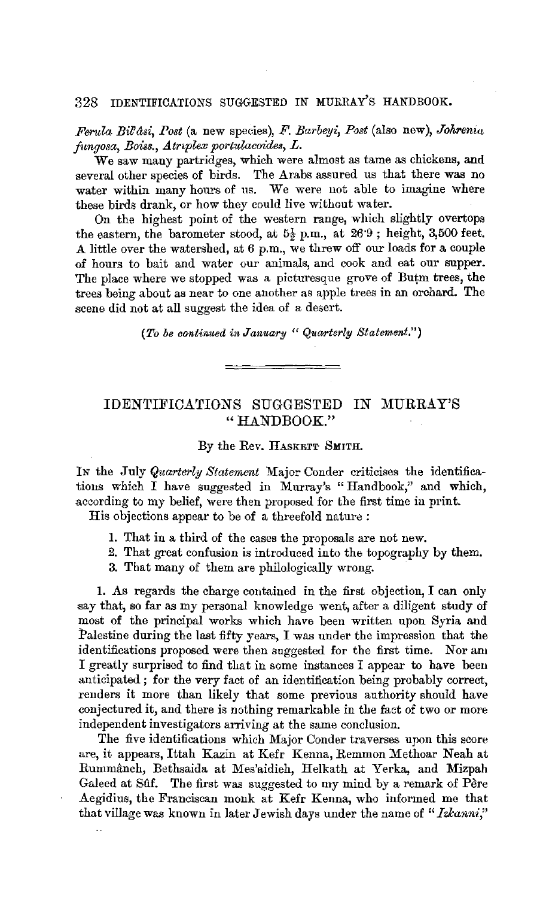*Ferula Bil'âsi, Post* (a new species), *F. Barbeyi, Post* (also new), *Johrenia fungosa, Boiss., Atriplex portulacoides, L.*

We saw many partridges, which were almost as tame as chickens, and several other species of birds. The Arabs assured us that there was no water within many hours of us. We were not able to imagine where these birds drank, or how they could live without water.

On the highest point of the western range, which slightly overtops the eastern, the barometer stood, at 5½ p.m., at 26·9; height, 3,500 feet. A little over the watershed, at 6 p.m., we threw off our loads for a couple of hours to bait and water our animals, and cook and eat our supper. The place where we stopped was a picturesque grove of Buṭm trees, the trees being about as near to one another as apple trees in an orchard. The scene did not at all suggest the idea of a desert.

*(To be continued in January "Quarterly Statement.")*

---

## IDENTIFICATIONS SUGGESTED IN MURRAY'S "HANDBOOK."

By the Rev. HASKETT SMITH.

IN the July *Quarterly Statement* Major Conder criticises the identifications which I have suggested in Murray's "Handbook," and which, according to my belief, were then proposed for the first time in print.

His objections appear to be of a threefold nature:

1. That in a third of the cases the proposals are not new.
2. That great confusion is introduced into the topography by them.
3. That many of them are philologically wrong.

1. As regards the charge contained in the first objection, I can only say that, so far as my personal knowledge went, after a diligent study of most of the principal works which have been written upon Syria and Palestine during the last fifty years, I was under the impression that the identifications proposed were then suggested for the first time. Nor am I greatly surprised to find that in some instances I appear to have been anticipated; for the very fact of an identification being probably correct, renders it more than likely that some previous authority should have conjectured it, and there is nothing remarkable in the fact of two or more independent investigators arriving at the same conclusion.

The five identifications which Major Conder traverses upon this score are, it appears, Ittah Kazin at Kefr Kenna, Remmon Methoar Neah at Rummâneh, Bethsaida at Mes'aidieh, Helkath at Yerka, and Mizpah Galeed at Sûf. The first was suggested to my mind by a remark of Père Aegidius, the Franciscan monk at Kefr Kenna, who informed me that that village was known in later Jewish days under the name of "*Izkanni*,"